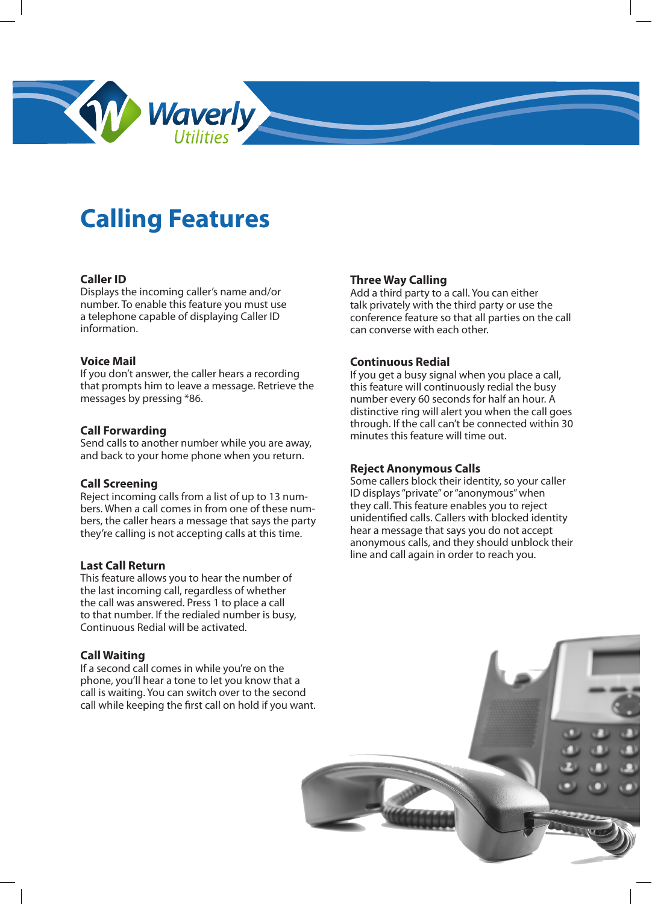Waverly Utilities

# Calling Features

### Caller ID

Displays the incoming caller's name and/or number. To enable this feature you must use a telephone capable of displaying Caller ID information.

### Voice Mail

If you don't answer, the caller hears a recording that prompts him to leave a message. Retrieve the messages by pressing *86.

### Call Forwarding

Send calls to another number while you are away, and back to your home phone when you return.

### Call Screening

Reject incoming calls from a list of up to 13 numbers. When a call comes in from one of these numbers, the caller hears a message that says the party they're calling is not accepting calls at this time.

### Last Call Return

This feature allows you to hear the number of the last incoming call, regardless of whether the call was answered. Press 1 to place a call to that number. If the redialed number is busy, Continuous Redial will be activated.

### Call Waiting

If a second call comes in while you're on the phone, you'll hear a tone to let you know that a call is waiting. You can switch over to the second call while keeping the first call on hold if you want.

### Three Way Calling

Add a third party to a call. You can either talk privately with the third party or use the conference feature so that all parties on the call can converse with each other.

### Continuous Redial

If you get a busy signal when you place a call, this feature will continuously redial the busy number every 60 seconds for half an hour. A distinctive ring will alert you when the call goes through. If the call can't be connected within 30 minutes this feature will time out.

### Reject Anonymous Calls

Some callers block their identity, so your caller ID displays "private" or "anonymous" when they call. This feature enables you to reject unidentified calls. Callers with blocked identity hear a message that says you do not accept anonymous calls, and they should unblock their line and call again in order to reach you.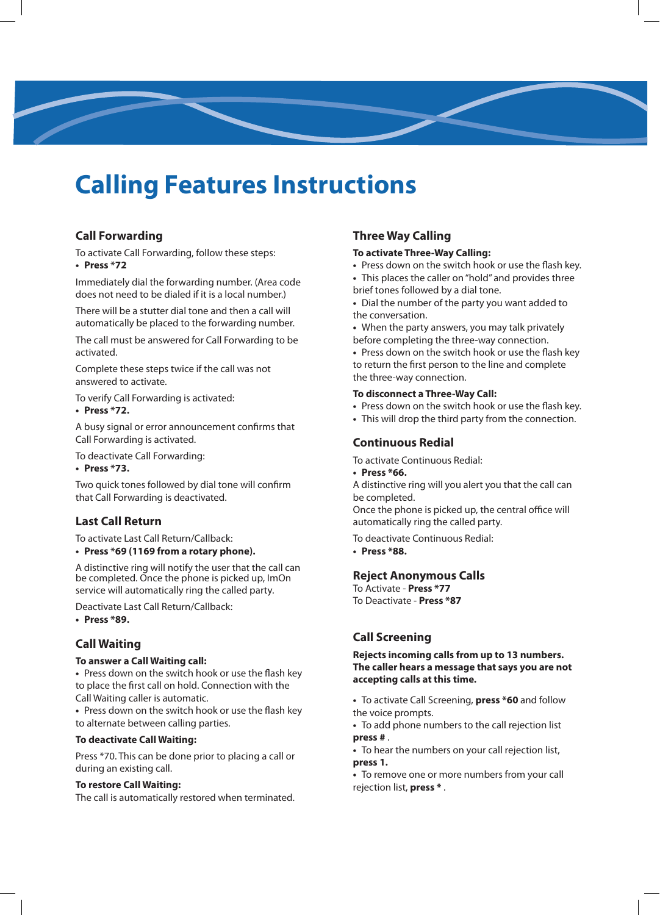# Calling Features Instructions

## Call Forwarding

To activate Call Forwarding, follow these steps:

- **Press *72**

Immediately dial the forwarding number. (Area code does not need to be dialed if it is a local number.)

There will be a stutter dial tone and then a call will automatically be placed to the forwarding number.

The call must be answered for Call Forwarding to be activated.

Complete these steps twice if the call was not answered to activate.

To verify Call Forwarding is activated:

- **Press *72.**

A busy signal or error announcement confirms that Call Forwarding is activated.

To deactivate Call Forwarding:

- **Press *73.**

Two quick tones followed by dial tone will confirm that Call Forwarding is deactivated.

## Last Call Return

To activate Last Call Return/Callback:

- **Press *69 (1169 from a rotary phone).**

A distinctive ring will notify the user that the call can be completed. Once the phone is picked up, ImOn service will automatically ring the called party.

Deactivate Last Call Return/Callback:

- **Press *89.**

## Call Waiting

**To answer a Call Waiting call:**

- Press down on the switch hook or use the flash key to place the first call on hold. Connection with the Call Waiting caller is automatic.
- Press down on the switch hook or use the flash key to alternate between calling parties.

**To deactivate Call Waiting:**

Press *70. This can be done prior to placing a call or during an existing call.

**To restore Call Waiting:**

The call is automatically restored when terminated.

## Three Way Calling

**To activate Three-Way Calling:**

- Press down on the switch hook or use the flash key.
- This places the caller on "hold" and provides three brief tones followed by a dial tone.
- Dial the number of the party you want added to the conversation.
- When the party answers, you may talk privately before completing the three-way connection.
- Press down on the switch hook or use the flash key to return the first person to the line and complete the three-way connection.

**To disconnect a Three-Way Call:**

- Press down on the switch hook or use the flash key.
- This will drop the third party from the connection.

## Continuous Redial

To activate Continuous Redial:

- **Press *66.**

A distinctive ring will you alert you that the call can be completed.
Once the phone is picked up, the central office will automatically ring the called party.

To deactivate Continuous Redial:

- **Press *88.**

## Reject Anonymous Calls

To Activate - **Press *77**
To Deactivate - **Press *87**

## Call Screening

**Rejects incoming calls from up to 13 numbers. The caller hears a message that says you are not accepting calls at this time.**

- To activate Call Screening, **press *60** and follow the voice prompts.
- To add phone numbers to the call rejection list **press #** .
- To hear the numbers on your call rejection list, **press 1.**
- To remove one or more numbers from your call rejection list, **press *** .